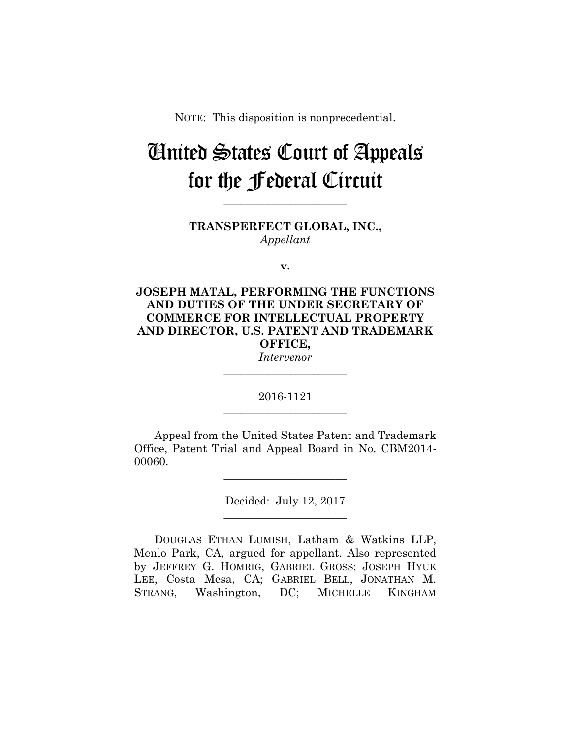NOTE: This disposition is nonprecedential.

# United States Court of Appeals for the Federal Circuit

______________________

**TRANSPERFECT GLOBAL, INC.,**
*Appellant*

**v.**

**JOSEPH MATAL, PERFORMING THE FUNCTIONS AND DUTIES OF THE UNDER SECRETARY OF COMMERCE FOR INTELLECTUAL PROPERTY AND DIRECTOR, U.S. PATENT AND TRADEMARK OFFICE,**
*Intervenor*

______________________

2016-1121

______________________

Appeal from the United States Patent and Trademark Office, Patent Trial and Appeal Board in No. CBM2014-00060.

______________________

Decided: July 12, 2017

______________________

DOUGLAS ETHAN LUMISH, Latham & Watkins LLP, Menlo Park, CA, argued for appellant. Also represented by JEFFREY G. HOMRIG, GABRIEL GROSS; JOSEPH HYUK LEE, Costa Mesa, CA; GABRIEL BELL, JONATHAN M. STRANG, Washington, DC; MICHELLE KINGHAM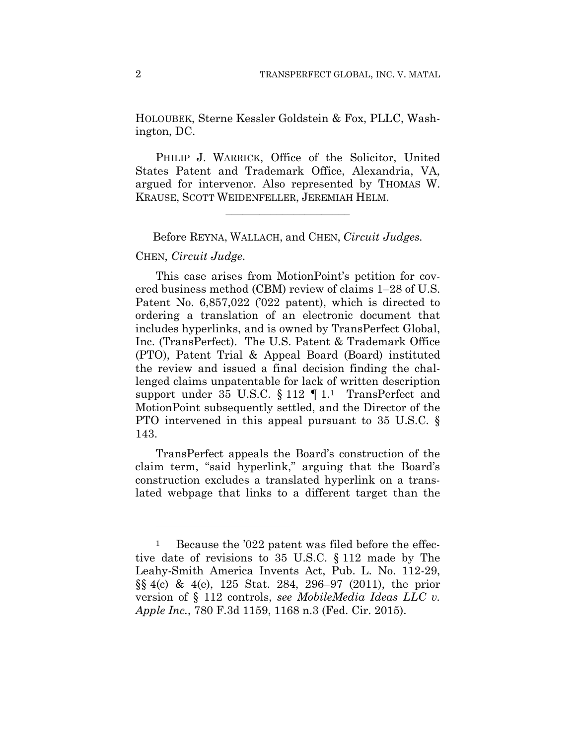HOLOUBEK, Sterne Kessler Goldstein & Fox, PLLC, Washington, DC.

PHILIP J. WARRICK, Office of the Solicitor, United States Patent and Trademark Office, Alexandria, VA, argued for intervenor. Also represented by THOMAS W. KRAUSE, SCOTT WEIDENFELLER, JEREMIAH HELM.

---

Before REYNA, WALLACH, and CHEN, *Circuit Judges.*

CHEN, *Circuit Judge*.

This case arises from MotionPoint's petition for covered business method (CBM) review of claims 1–28 of U.S. Patent No. 6,857,022 ('022 patent), which is directed to ordering a translation of an electronic document that includes hyperlinks, and is owned by TransPerfect Global, Inc. (TransPerfect). The U.S. Patent & Trademark Office (PTO), Patent Trial & Appeal Board (Board) instituted the review and issued a final decision finding the challenged claims unpatentable for lack of written description support under 35 U.S.C. § 112 ¶ 1.[1] TransPerfect and MotionPoint subsequently settled, and the Director of the PTO intervened in this appeal pursuant to 35 U.S.C. § 143.

TransPerfect appeals the Board's construction of the claim term, "said hyperlink," arguing that the Board's construction excludes a translated hyperlink on a translated webpage that links to a different target than the

---

[1] Because the '022 patent was filed before the effective date of revisions to 35 U.S.C. § 112 made by The Leahy-Smith America Invents Act, Pub. L. No. 112-29, §§ 4(c) & 4(e), 125 Stat. 284, 296–97 (2011), the prior version of § 112 controls, *see MobileMedia Ideas LLC v. Apple Inc.*, 780 F.3d 1159, 1168 n.3 (Fed. Cir. 2015).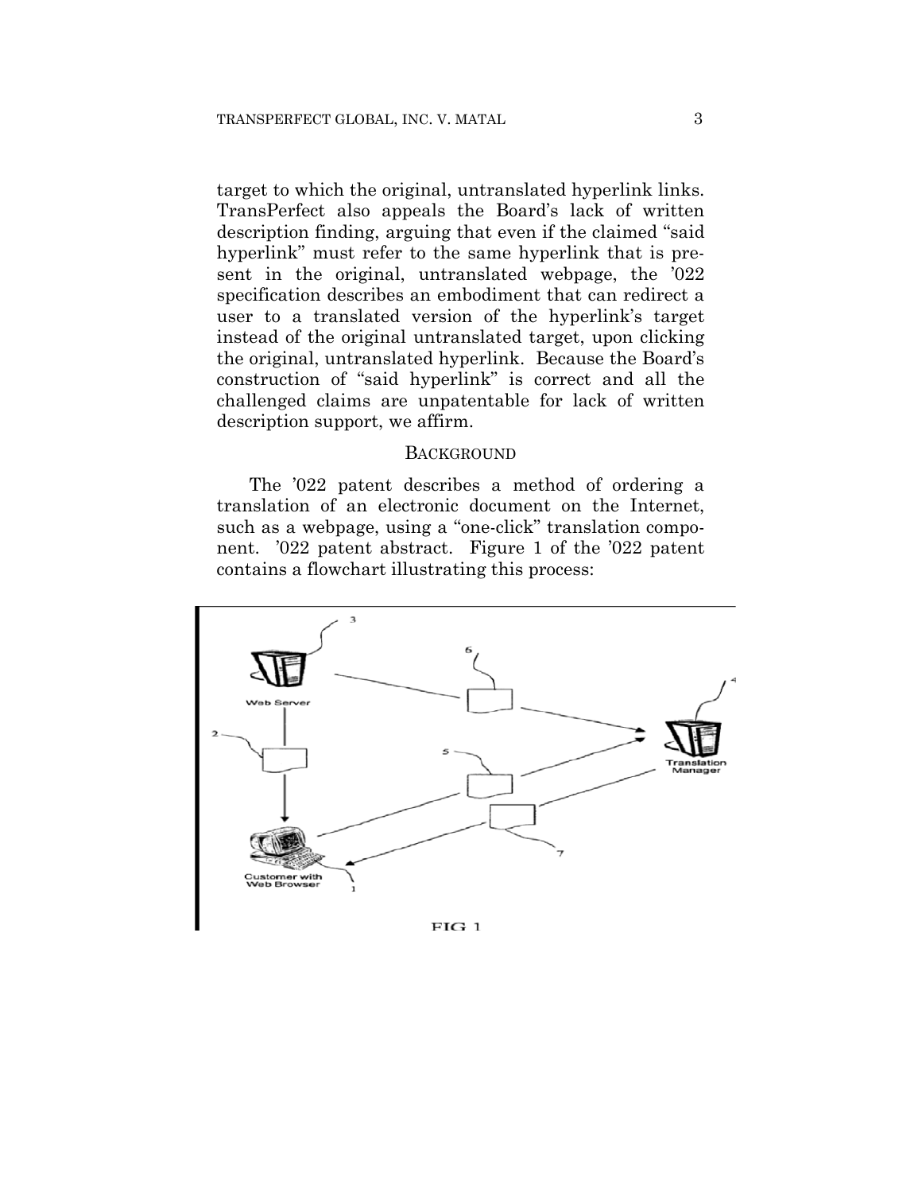target to which the original, untranslated hyperlink links. TransPerfect also appeals the Board's lack of written description finding, arguing that even if the claimed "said hyperlink" must refer to the same hyperlink that is present in the original, untranslated webpage, the '022 specification describes an embodiment that can redirect a user to a translated version of the hyperlink's target instead of the original untranslated target, upon clicking the original, untranslated hyperlink. Because the Board's construction of "said hyperlink" is correct and all the challenged claims are unpatentable for lack of written description support, we affirm.

## BACKGROUND

The '022 patent describes a method of ordering a translation of an electronic document on the Internet, such as a webpage, using a "one-click" translation component. '022 patent abstract. Figure 1 of the '022 patent contains a flowchart illustrating this process:

FIG 1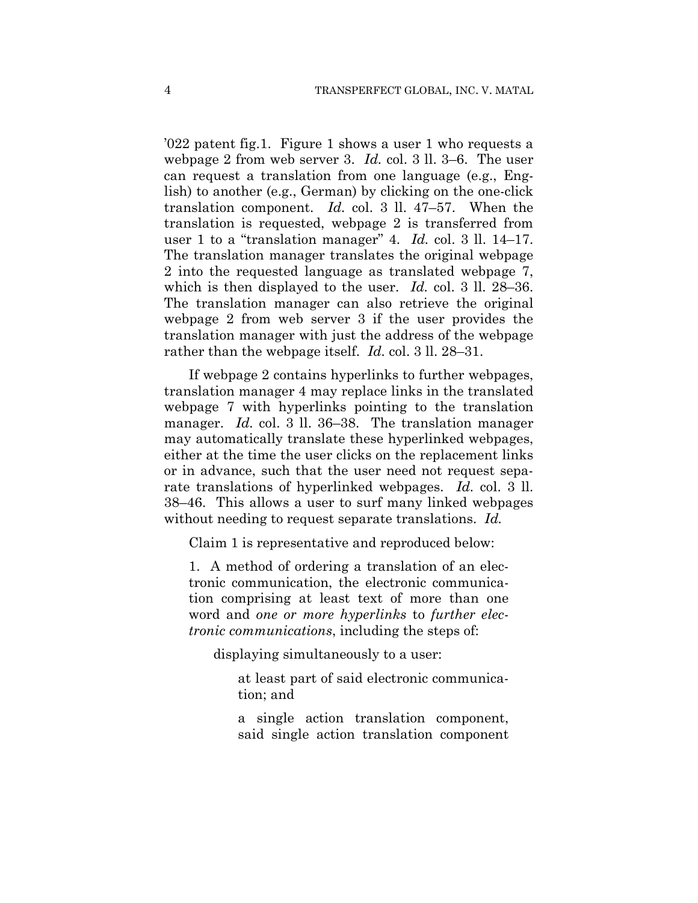’022 patent fig.1. Figure 1 shows a user 1 who requests a webpage 2 from web server 3. *Id.* col. 3 ll. 3–6. The user can request a translation from one language (e.g., English) to another (e.g., German) by clicking on the one-click translation component. *Id.* col. 3 ll. 47–57. When the translation is requested, webpage 2 is transferred from user 1 to a “translation manager” 4. *Id.* col. 3 ll. 14–17. The translation manager translates the original webpage 2 into the requested language as translated webpage 7, which is then displayed to the user. *Id.* col. 3 ll. 28–36. The translation manager can also retrieve the original webpage 2 from web server 3 if the user provides the translation manager with just the address of the webpage rather than the webpage itself. *Id.* col. 3 ll. 28–31.

If webpage 2 contains hyperlinks to further webpages, translation manager 4 may replace links in the translated webpage 7 with hyperlinks pointing to the translation manager. *Id.* col. 3 ll. 36–38. The translation manager may automatically translate these hyperlinked webpages, either at the time the user clicks on the replacement links or in advance, such that the user need not request separate translations of hyperlinked webpages. *Id.* col. 3 ll. 38–46. This allows a user to surf many linked webpages without needing to request separate translations. *Id.*

Claim 1 is representative and reproduced below:

> 1. A method of ordering a translation of an electronic communication, the electronic communication comprising at least text of more than one word and *one or more hyperlinks* to *further electronic communications*, including the steps of:
>
> displaying simultaneously to a user:
>
> at least part of said electronic communication; and
>
> a single action translation component, said single action translation component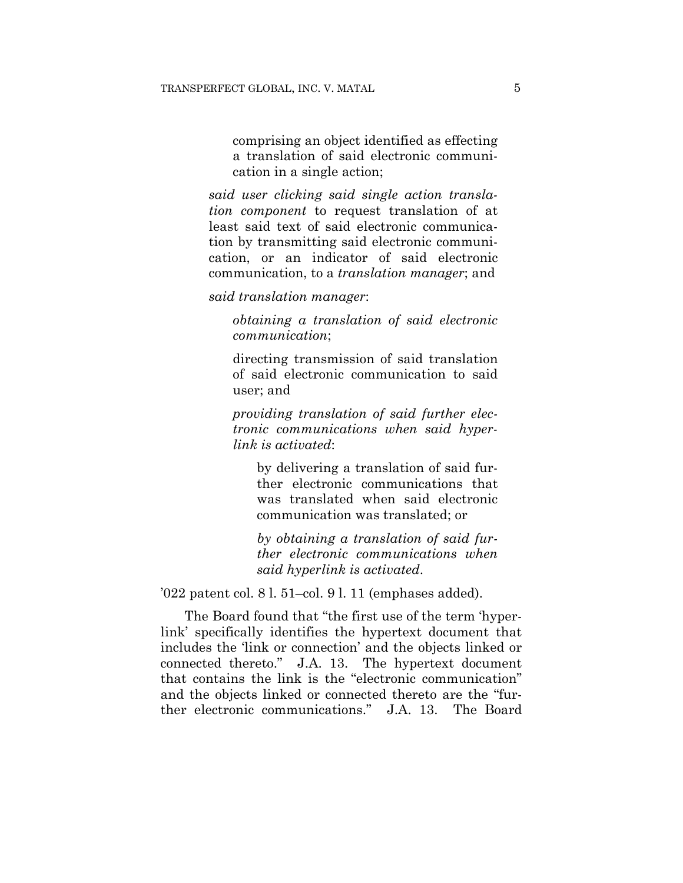> comprising an object identified as effecting a translation of said electronic communication in a single action;
>
> *said user clicking said single action translation component* to request translation of at least said text of said electronic communication by transmitting said electronic communication, or an indicator of said electronic communication, to a *translation manager*; and
>
> *said translation manager*:
>
> > *obtaining a translation of said electronic communication*;
> >
> > directing transmission of said translation of said electronic communication to said user; and
> >
> > *providing translation of said further electronic communications when said hyperlink is activated*:
> >
> > > by delivering a translation of said further electronic communications that was translated when said electronic communication was translated; or
> > >
> > > *by obtaining a translation of said further electronic communications when said hyperlink is activated*.

'022 patent col. 8 l. 51–col. 9 l. 11 (emphases added).

The Board found that "the first use of the term 'hyperlink' specifically identifies the hypertext document that includes the 'link or connection' and the objects linked or connected thereto." J.A. 13. The hypertext document that contains the link is the "electronic communication" and the objects linked or connected thereto are the "further electronic communications." J.A. 13. The Board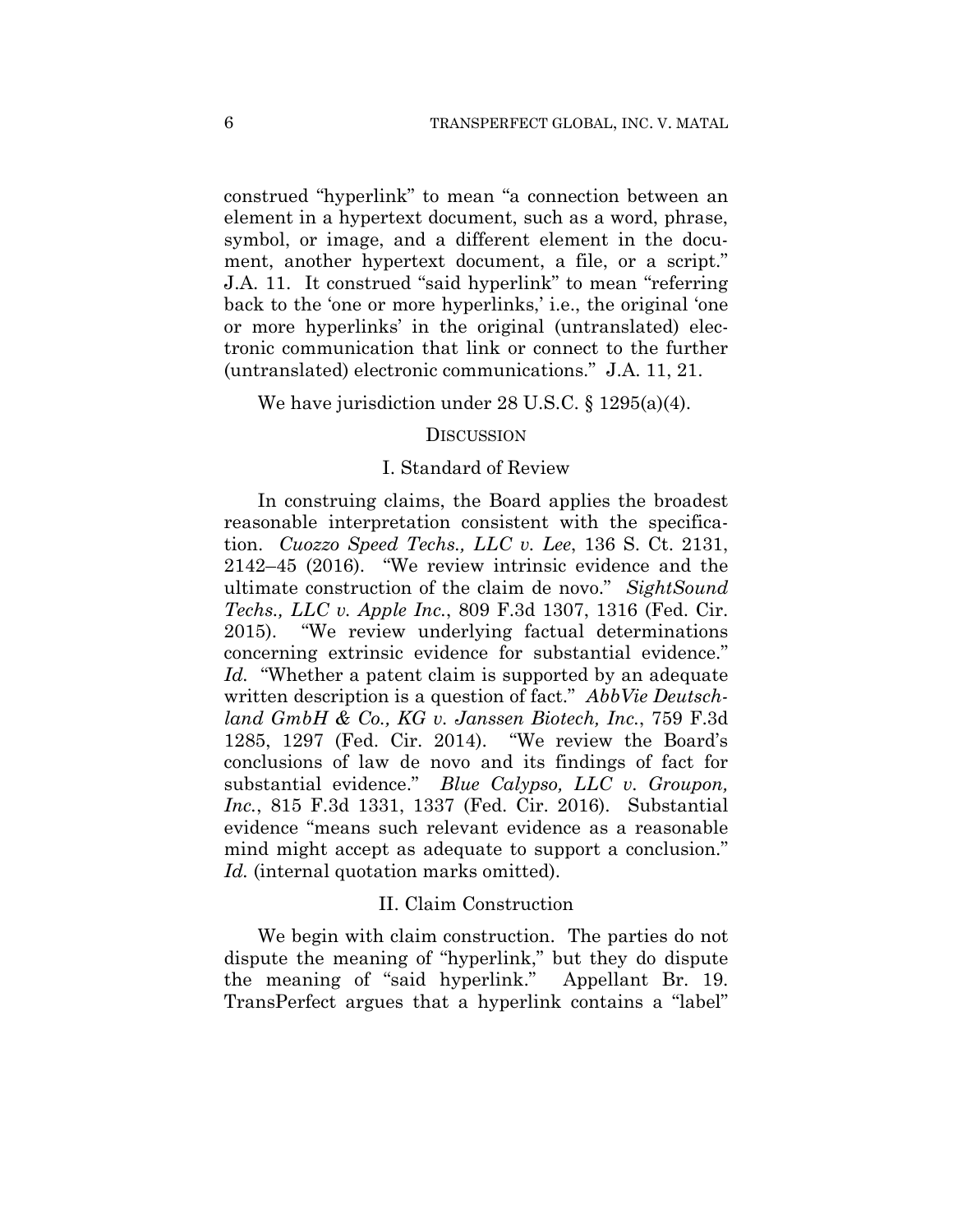construed "hyperlink" to mean "a connection between an element in a hypertext document, such as a word, phrase, symbol, or image, and a different element in the document, another hypertext document, a file, or a script." J.A. 11. It construed "said hyperlink" to mean "referring back to the 'one or more hyperlinks,' i.e., the original 'one or more hyperlinks' in the original (untranslated) electronic communication that link or connect to the further (untranslated) electronic communications." J.A. 11, 21.

We have jurisdiction under 28 U.S.C. § 1295(a)(4).

## DISCUSSION

### I. Standard of Review

In construing claims, the Board applies the broadest reasonable interpretation consistent with the specification. *Cuozzo Speed Techs., LLC v. Lee*, 136 S. Ct. 2131, 2142–45 (2016). "We review intrinsic evidence and the ultimate construction of the claim de novo." *SightSound Techs., LLC v. Apple Inc.*, 809 F.3d 1307, 1316 (Fed. Cir. 2015). "We review underlying factual determinations concerning extrinsic evidence for substantial evidence." *Id.* "Whether a patent claim is supported by an adequate written description is a question of fact." *AbbVie Deutschland GmbH & Co., KG v. Janssen Biotech, Inc.*, 759 F.3d 1285, 1297 (Fed. Cir. 2014). "We review the Board's conclusions of law de novo and its findings of fact for substantial evidence." *Blue Calypso, LLC v. Groupon, Inc.*, 815 F.3d 1331, 1337 (Fed. Cir. 2016). Substantial evidence "means such relevant evidence as a reasonable mind might accept as adequate to support a conclusion." *Id.* (internal quotation marks omitted).

### II. Claim Construction

We begin with claim construction. The parties do not dispute the meaning of "hyperlink," but they do dispute the meaning of "said hyperlink." Appellant Br. 19. TransPerfect argues that a hyperlink contains a "label"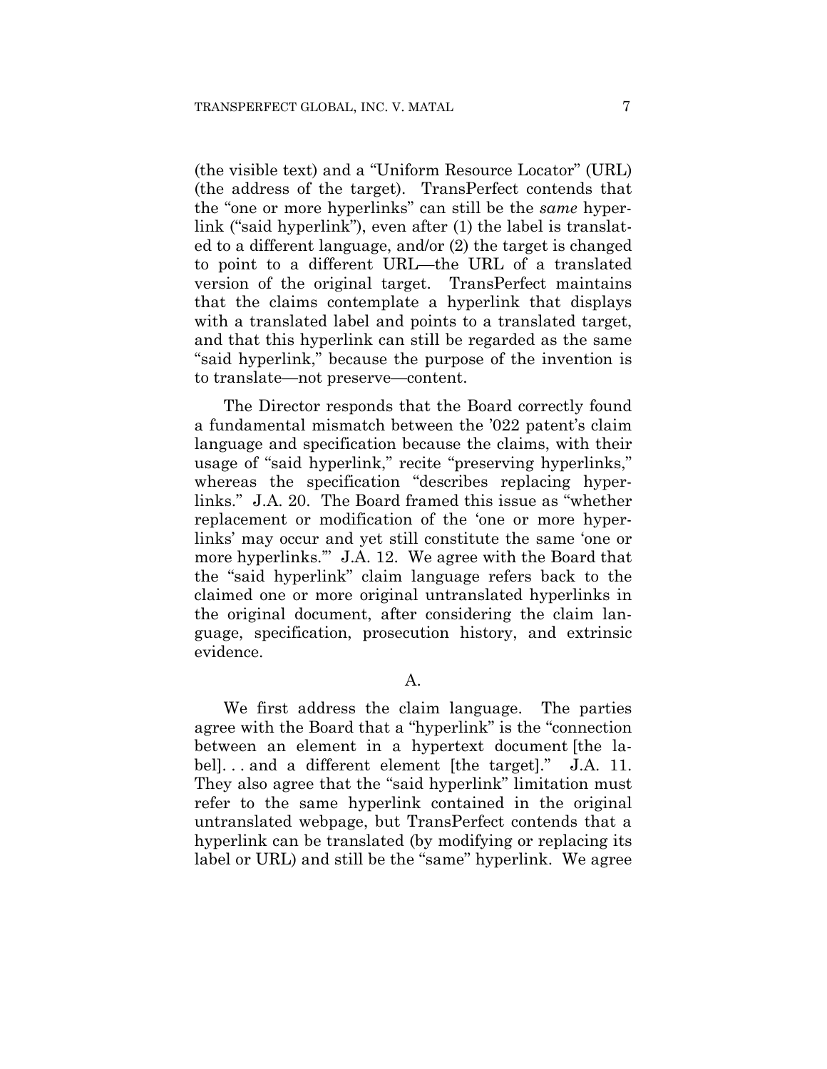(the visible text) and a "Uniform Resource Locator" (URL) (the address of the target). TransPerfect contends that the "one or more hyperlinks" can still be the *same* hyperlink ("said hyperlink"), even after (1) the label is translated to a different language, and/or (2) the target is changed to point to a different URL—the URL of a translated version of the original target. TransPerfect maintains that the claims contemplate a hyperlink that displays with a translated label and points to a translated target, and that this hyperlink can still be regarded as the same "said hyperlink," because the purpose of the invention is to translate—not preserve—content.

The Director responds that the Board correctly found a fundamental mismatch between the '022 patent's claim language and specification because the claims, with their usage of "said hyperlink," recite "preserving hyperlinks," whereas the specification "describes replacing hyperlinks." J.A. 20. The Board framed this issue as "whether replacement or modification of the 'one or more hyperlinks' may occur and yet still constitute the same 'one or more hyperlinks.'" J.A. 12. We agree with the Board that the "said hyperlink" claim language refers back to the claimed one or more original untranslated hyperlinks in the original document, after considering the claim language, specification, prosecution history, and extrinsic evidence.

## A.

We first address the claim language. The parties agree with the Board that a "hyperlink" is the "connection between an element in a hypertext document [the label]. . . and a different element [the target]." J.A. 11. They also agree that the "said hyperlink" limitation must refer to the same hyperlink contained in the original untranslated webpage, but TransPerfect contends that a hyperlink can be translated (by modifying or replacing its label or URL) and still be the "same" hyperlink. We agree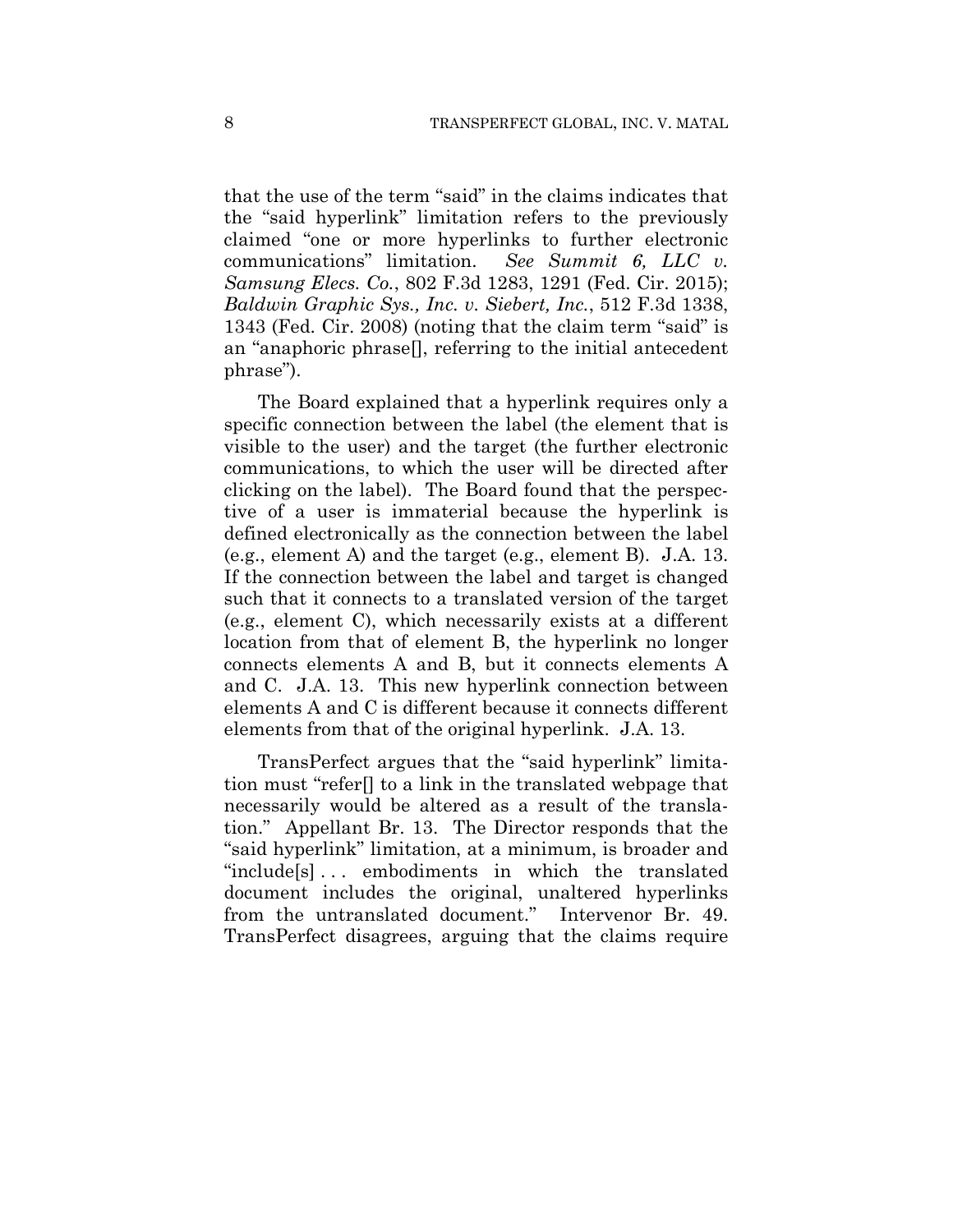that the use of the term "said" in the claims indicates that the "said hyperlink" limitation refers to the previously claimed "one or more hyperlinks to further electronic communications" limitation. *See Summit 6, LLC v. Samsung Elecs. Co.*, 802 F.3d 1283, 1291 (Fed. Cir. 2015); *Baldwin Graphic Sys., Inc. v. Siebert, Inc.*, 512 F.3d 1338, 1343 (Fed. Cir. 2008) (noting that the claim term "said" is an "anaphoric phrase[], referring to the initial antecedent phrase").

The Board explained that a hyperlink requires only a specific connection between the label (the element that is visible to the user) and the target (the further electronic communications, to which the user will be directed after clicking on the label). The Board found that the perspective of a user is immaterial because the hyperlink is defined electronically as the connection between the label (e.g., element A) and the target (e.g., element B). J.A. 13. If the connection between the label and target is changed such that it connects to a translated version of the target (e.g., element C), which necessarily exists at a different location from that of element B, the hyperlink no longer connects elements A and B, but it connects elements A and C. J.A. 13. This new hyperlink connection between elements A and C is different because it connects different elements from that of the original hyperlink. J.A. 13.

TransPerfect argues that the "said hyperlink" limitation must "refer[] to a link in the translated webpage that necessarily would be altered as a result of the translation." Appellant Br. 13. The Director responds that the "said hyperlink" limitation, at a minimum, is broader and "include[s] . . . embodiments in which the translated document includes the original, unaltered hyperlinks from the untranslated document." Intervenor Br. 49. TransPerfect disagrees, arguing that the claims require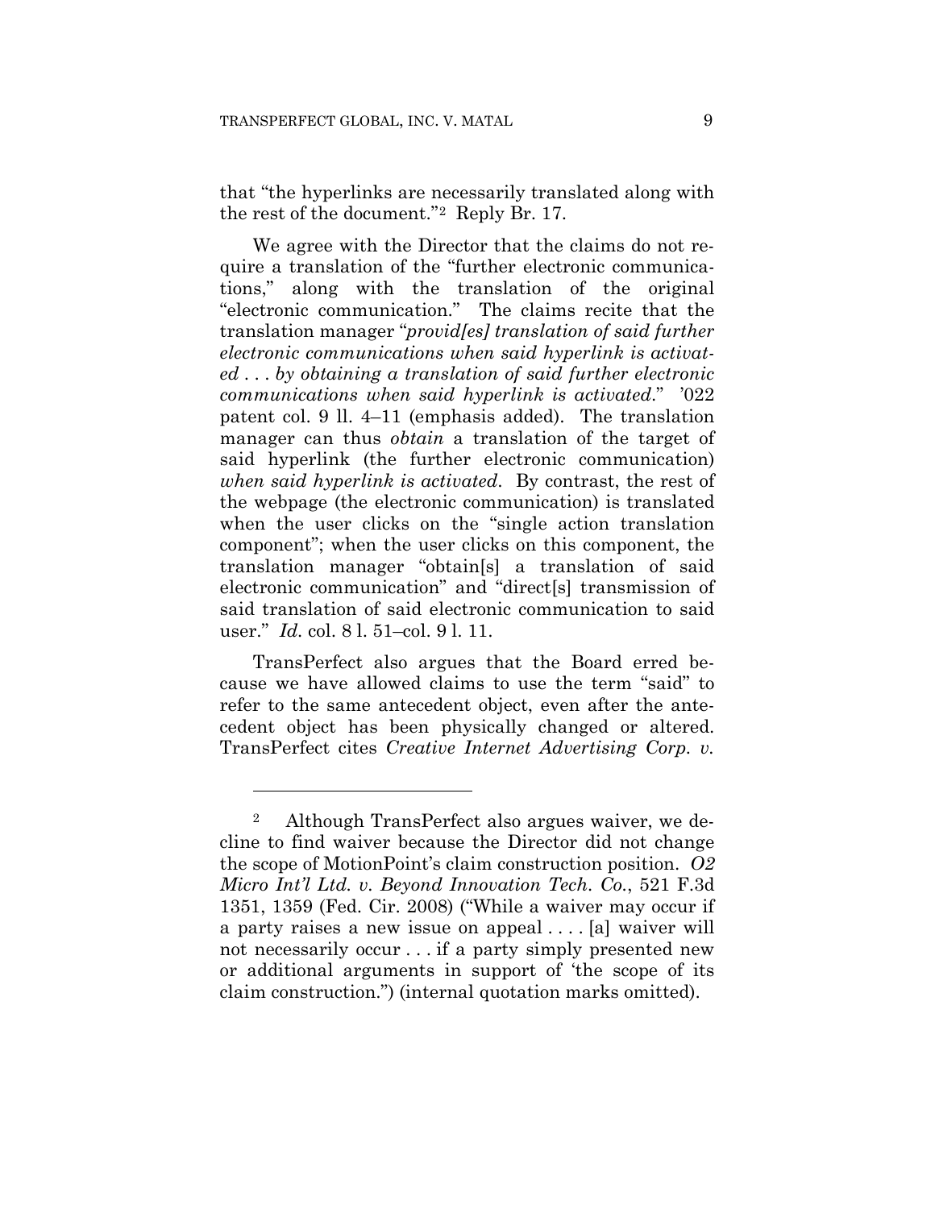that "the hyperlinks are necessarily translated along with the rest of the document."[2] Reply Br. 17.

We agree with the Director that the claims do not require a translation of the "further electronic communications," along with the translation of the original "electronic communication." The claims recite that the translation manager "*provid[es] translation of said further electronic communications when said hyperlink is activated . . . by obtaining a translation of said further electronic communications when said hyperlink is activated*." '022 patent col. 9 ll. 4–11 (emphasis added). The translation manager can thus *obtain* a translation of the target of said hyperlink (the further electronic communication) *when said hyperlink is activated*. By contrast, the rest of the webpage (the electronic communication) is translated when the user clicks on the "single action translation component"; when the user clicks on this component, the translation manager "obtain[s] a translation of said electronic communication" and "direct[s] transmission of said translation of said electronic communication to said user." *Id.* col. 8 l. 51–col. 9 l. 11.

TransPerfect also argues that the Board erred because we have allowed claims to use the term "said" to refer to the same antecedent object, even after the antecedent object has been physically changed or altered. TransPerfect cites *Creative Internet Advertising Corp. v.*

---

[2] Although TransPerfect also argues waiver, we decline to find waiver because the Director did not change the scope of MotionPoint's claim construction position. *O2 Micro Int'l Ltd. v. Beyond Innovation Tech. Co.*, 521 F.3d 1351, 1359 (Fed. Cir. 2008) ("While a waiver may occur if a party raises a new issue on appeal . . . . [a] waiver will not necessarily occur . . . if a party simply presented new or additional arguments in support of 'the scope of its claim construction.") (internal quotation marks omitted).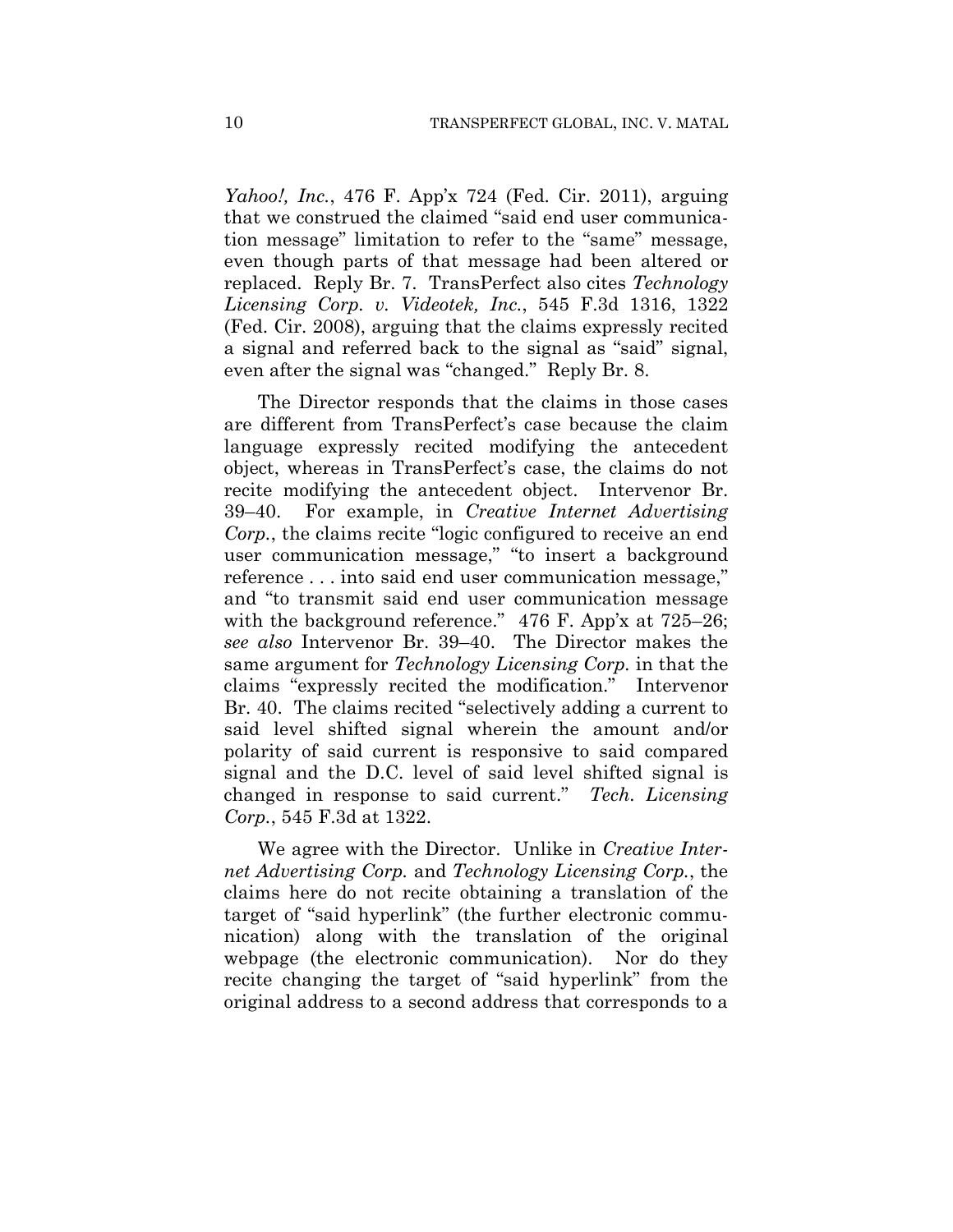*Yahoo!, Inc.*, 476 F. App'x 724 (Fed. Cir. 2011), arguing that we construed the claimed "said end user communication message" limitation to refer to the "same" message, even though parts of that message had been altered or replaced. Reply Br. 7. TransPerfect also cites *Technology Licensing Corp. v. Videotek, Inc.*, 545 F.3d 1316, 1322 (Fed. Cir. 2008), arguing that the claims expressly recited a signal and referred back to the signal as "said" signal, even after the signal was "changed." Reply Br. 8.

The Director responds that the claims in those cases are different from TransPerfect's case because the claim language expressly recited modifying the antecedent object, whereas in TransPerfect's case, the claims do not recite modifying the antecedent object. Intervenor Br. 39–40. For example, in *Creative Internet Advertising Corp.*, the claims recite "logic configured to receive an end user communication message," "to insert a background reference . . . into said end user communication message," and "to transmit said end user communication message with the background reference." 476 F. App'x at 725–26; *see also* Intervenor Br. 39–40. The Director makes the same argument for *Technology Licensing Corp.* in that the claims "expressly recited the modification." Intervenor Br. 40. The claims recited "selectively adding a current to said level shifted signal wherein the amount and/or polarity of said current is responsive to said compared signal and the D.C. level of said level shifted signal is changed in response to said current." *Tech. Licensing Corp.*, 545 F.3d at 1322.

We agree with the Director. Unlike in *Creative Internet Advertising Corp.* and *Technology Licensing Corp.*, the claims here do not recite obtaining a translation of the target of "said hyperlink" (the further electronic communication) along with the translation of the original webpage (the electronic communication). Nor do they recite changing the target of "said hyperlink" from the original address to a second address that corresponds to a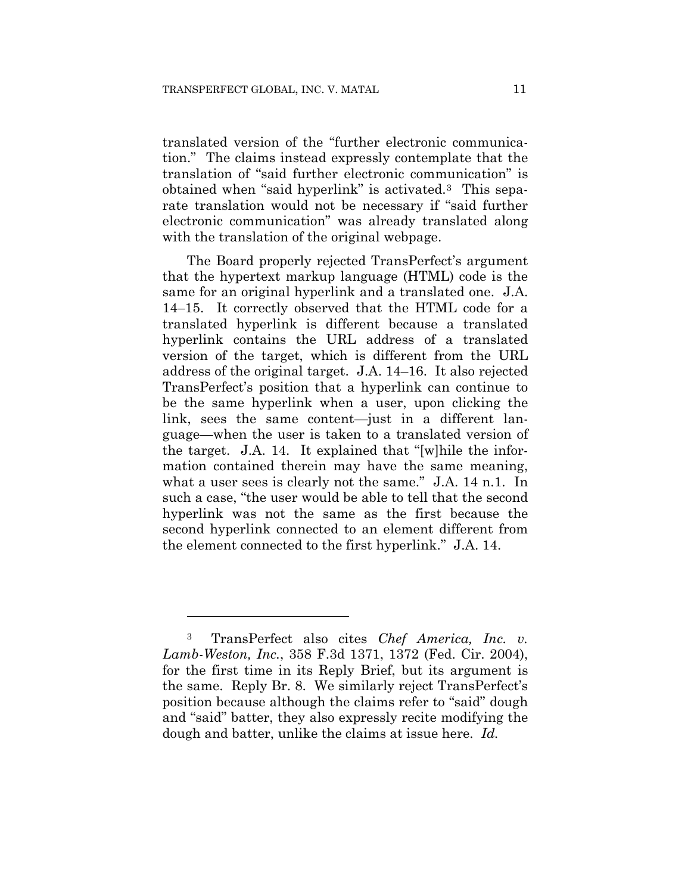translated version of the "further electronic communication." The claims instead expressly contemplate that the translation of "said further electronic communication" is obtained when "said hyperlink" is activated.[3] This separate translation would not be necessary if "said further electronic communication" was already translated along with the translation of the original webpage.

The Board properly rejected TransPerfect's argument that the hypertext markup language (HTML) code is the same for an original hyperlink and a translated one. J.A. 14–15. It correctly observed that the HTML code for a translated hyperlink is different because a translated hyperlink contains the URL address of a translated version of the target, which is different from the URL address of the original target. J.A. 14–16. It also rejected TransPerfect's position that a hyperlink can continue to be the same hyperlink when a user, upon clicking the link, sees the same content—just in a different language—when the user is taken to a translated version of the target. J.A. 14. It explained that "[w]hile the information contained therein may have the same meaning, what a user sees is clearly not the same." J.A. 14 n.1. In such a case, "the user would be able to tell that the second hyperlink was not the same as the first because the second hyperlink connected to an element different from the element connected to the first hyperlink." J.A. 14.

---

[3] TransPerfect also cites *Chef America, Inc. v. Lamb-Weston, Inc.*, 358 F.3d 1371, 1372 (Fed. Cir. 2004), for the first time in its Reply Brief, but its argument is the same. Reply Br. 8. We similarly reject TransPerfect's position because although the claims refer to "said" dough and "said" batter, they also expressly recite modifying the dough and batter, unlike the claims at issue here. *Id.*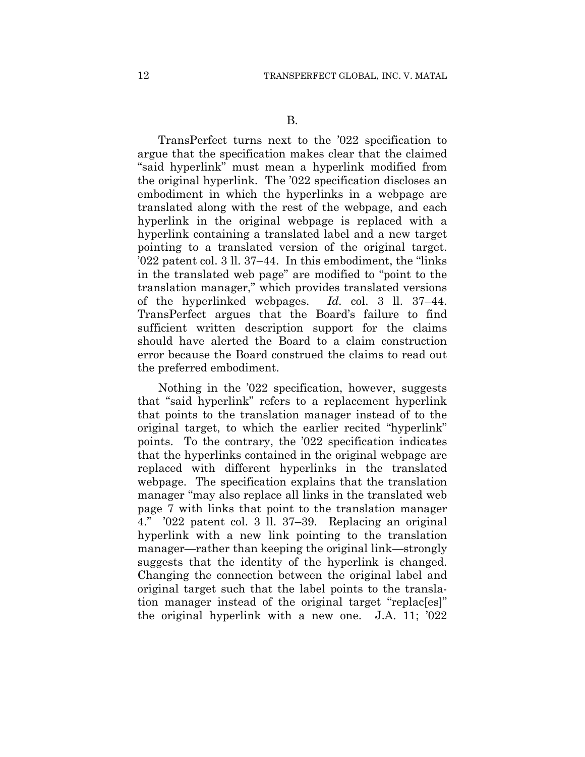B.

TransPerfect turns next to the '022 specification to argue that the specification makes clear that the claimed "said hyperlink" must mean a hyperlink modified from the original hyperlink. The '022 specification discloses an embodiment in which the hyperlinks in a webpage are translated along with the rest of the webpage, and each hyperlink in the original webpage is replaced with a hyperlink containing a translated label and a new target pointing to a translated version of the original target. '022 patent col. 3 ll. 37–44. In this embodiment, the "links in the translated web page" are modified to "point to the translation manager," which provides translated versions of the hyperlinked webpages. *Id.* col. 3 ll. 37–44. TransPerfect argues that the Board's failure to find sufficient written description support for the claims should have alerted the Board to a claim construction error because the Board construed the claims to read out the preferred embodiment.

Nothing in the '022 specification, however, suggests that "said hyperlink" refers to a replacement hyperlink that points to the translation manager instead of to the original target, to which the earlier recited "hyperlink" points. To the contrary, the '022 specification indicates that the hyperlinks contained in the original webpage are replaced with different hyperlinks in the translated webpage. The specification explains that the translation manager "may also replace all links in the translated web page 7 with links that point to the translation manager 4." '022 patent col. 3 ll. 37–39. Replacing an original hyperlink with a new link pointing to the translation manager—rather than keeping the original link—strongly suggests that the identity of the hyperlink is changed. Changing the connection between the original label and original target such that the label points to the translation manager instead of the original target "replac[es]" the original hyperlink with a new one. J.A. 11; '022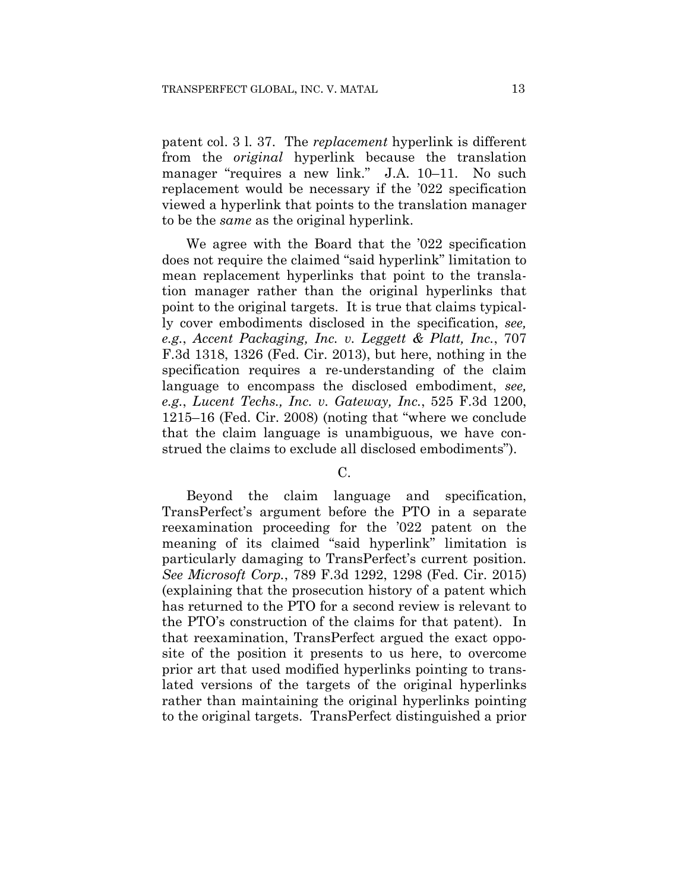patent col. 3 l. 37. The *replacement* hyperlink is different from the *original* hyperlink because the translation manager "requires a new link." J.A. 10–11. No such replacement would be necessary if the '022 specification viewed a hyperlink that points to the translation manager to be the *same* as the original hyperlink.

We agree with the Board that the '022 specification does not require the claimed "said hyperlink" limitation to mean replacement hyperlinks that point to the translation manager rather than the original hyperlinks that point to the original targets. It is true that claims typically cover embodiments disclosed in the specification, *see, e.g.*, *Accent Packaging, Inc. v. Leggett & Platt, Inc.*, 707 F.3d 1318, 1326 (Fed. Cir. 2013), but here, nothing in the specification requires a re-understanding of the claim language to encompass the disclosed embodiment, *see, e.g.*, *Lucent Techs., Inc. v. Gateway, Inc.*, 525 F.3d 1200, 1215–16 (Fed. Cir. 2008) (noting that "where we conclude that the claim language is unambiguous, we have construed the claims to exclude all disclosed embodiments").

C.

Beyond the claim language and specification, TransPerfect's argument before the PTO in a separate reexamination proceeding for the '022 patent on the meaning of its claimed "said hyperlink" limitation is particularly damaging to TransPerfect's current position. *See Microsoft Corp.*, 789 F.3d 1292, 1298 (Fed. Cir. 2015) (explaining that the prosecution history of a patent which has returned to the PTO for a second review is relevant to the PTO's construction of the claims for that patent). In that reexamination, TransPerfect argued the exact opposite of the position it presents to us here, to overcome prior art that used modified hyperlinks pointing to translated versions of the targets of the original hyperlinks rather than maintaining the original hyperlinks pointing to the original targets. TransPerfect distinguished a prior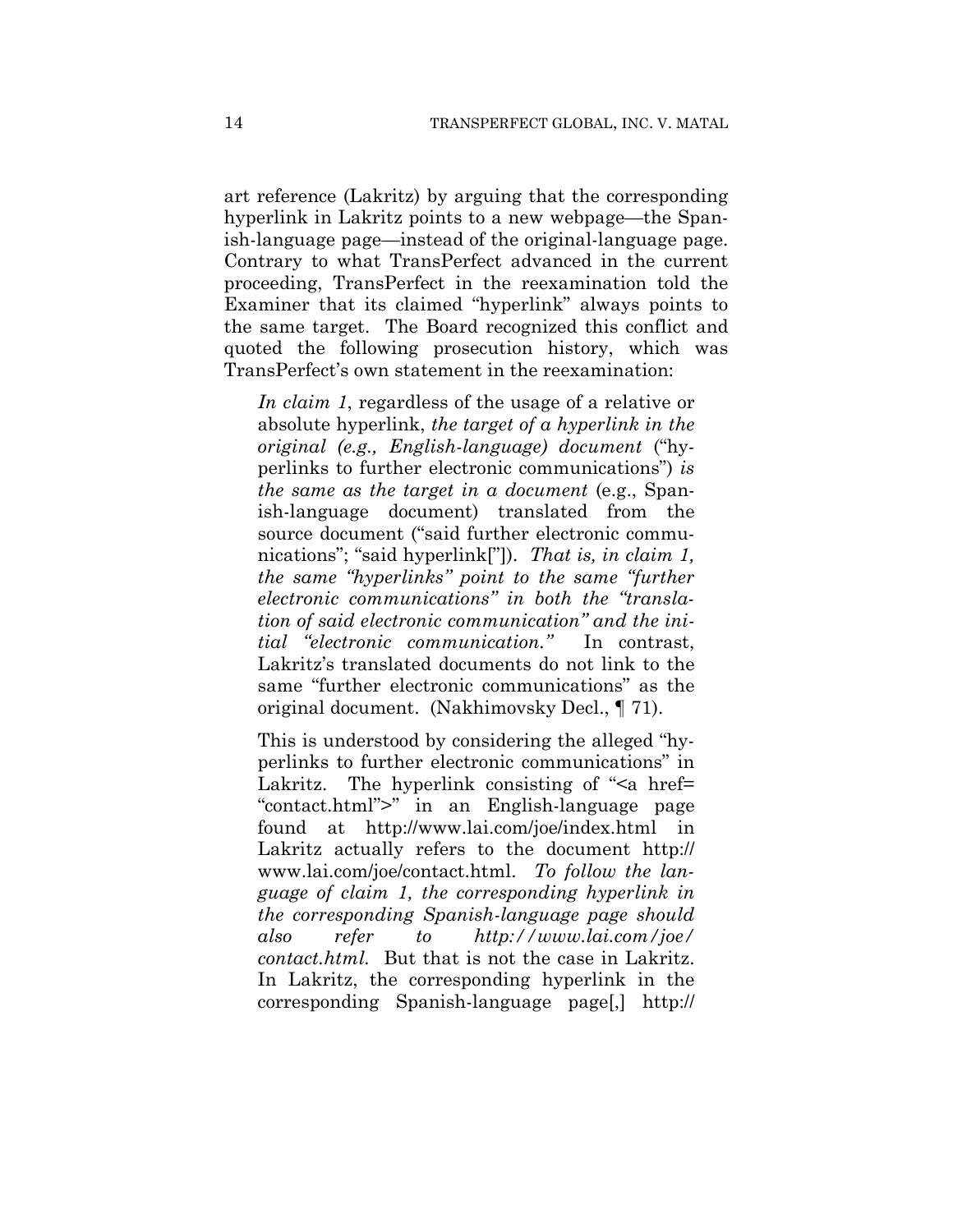art reference (Lakritz) by arguing that the corresponding hyperlink in Lakritz points to a new webpage—the Spanish-language page—instead of the original-language page. Contrary to what TransPerfect advanced in the current proceeding, TransPerfect in the reexamination told the Examiner that its claimed "hyperlink" always points to the same target. The Board recognized this conflict and quoted the following prosecution history, which was TransPerfect's own statement in the reexamination:

> *In claim 1*, regardless of the usage of a relative or absolute hyperlink, *the target of a hyperlink in the original (e.g., English-language) document* ("hyperlinks to further electronic communications") *is the same as the target in a document* (e.g., Spanish-language document) translated from the source document ("said further electronic communications"; "said hyperlink["]). *That is, in claim 1, the same "hyperlinks" point to the same "further electronic communications" in both the "translation of said electronic communication" and the initial "electronic communication."* In contrast, Lakritz's translated documents do not link to the same "further electronic communications" as the original document. (Nakhimovsky Decl., ¶ 71).
>
> This is understood by considering the alleged "hyperlinks to further electronic communications" in Lakritz. The hyperlink consisting of "<a href= "contact.html">" in an English-language page found at http://www.lai.com/joe/index.html in Lakritz actually refers to the document http://www.lai.com/joe/contact.html. *To follow the language of claim 1, the corresponding hyperlink in the corresponding Spanish-language page should also refer to http://www.lai.com/joe/contact.html.* But that is not the case in Lakritz. In Lakritz, the corresponding hyperlink in the corresponding Spanish-language page[,] http://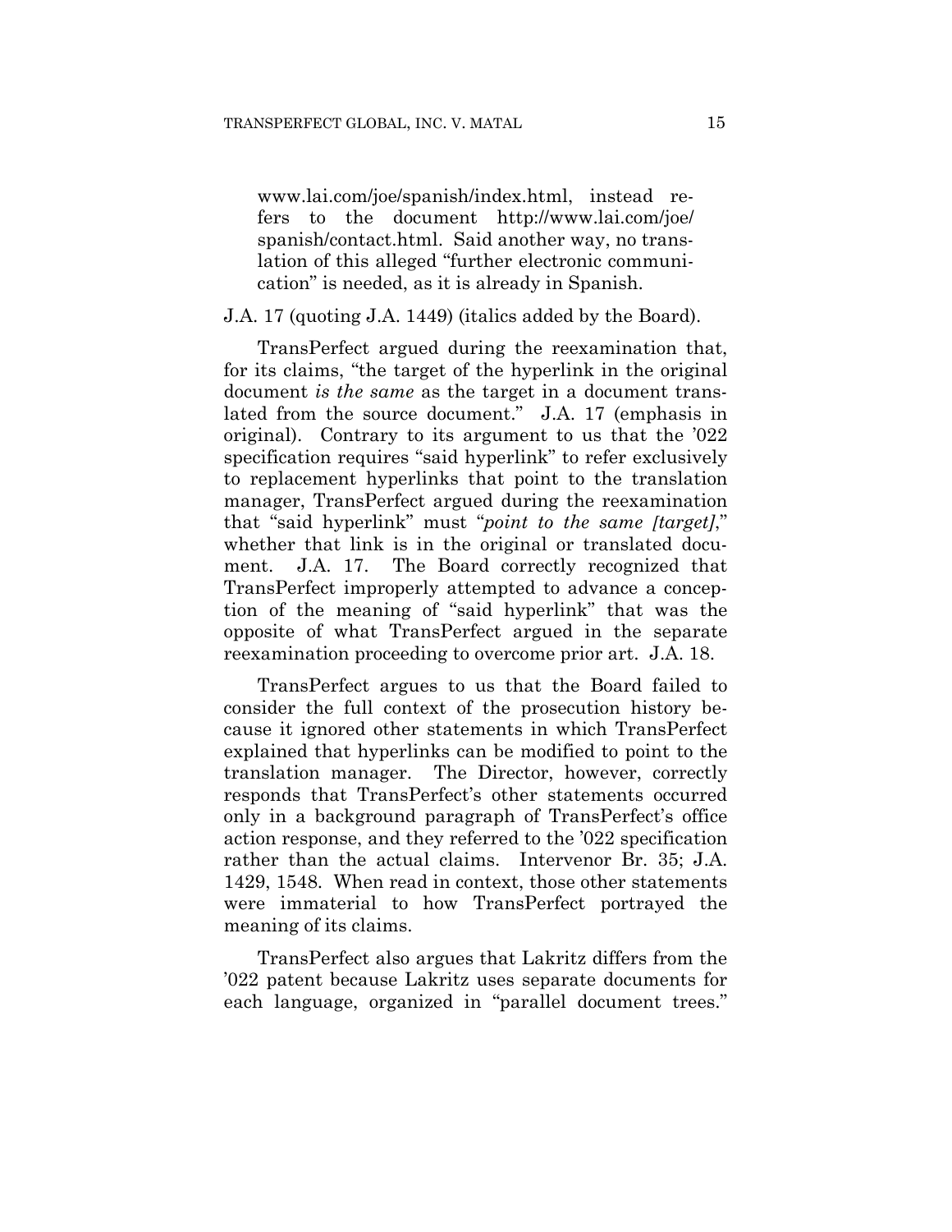> www.lai.com/joe/spanish/index.html, instead refers to the document http://www.lai.com/joe/spanish/contact.html. Said another way, no translation of this alleged "further electronic communication" is needed, as it is already in Spanish.

J.A. 17 (quoting J.A. 1449) (italics added by the Board).

TransPerfect argued during the reexamination that, for its claims, "the target of the hyperlink in the original document *is the same* as the target in a document translated from the source document." J.A. 17 (emphasis in original). Contrary to its argument to us that the '022 specification requires "said hyperlink" to refer exclusively to replacement hyperlinks that point to the translation manager, TransPerfect argued during the reexamination that "said hyperlink" must "*point to the same [target]*," whether that link is in the original or translated document. J.A. 17. The Board correctly recognized that TransPerfect improperly attempted to advance a conception of the meaning of "said hyperlink" that was the opposite of what TransPerfect argued in the separate reexamination proceeding to overcome prior art. J.A. 18.

TransPerfect argues to us that the Board failed to consider the full context of the prosecution history because it ignored other statements in which TransPerfect explained that hyperlinks can be modified to point to the translation manager. The Director, however, correctly responds that TransPerfect's other statements occurred only in a background paragraph of TransPerfect's office action response, and they referred to the '022 specification rather than the actual claims. Intervenor Br. 35; J.A. 1429, 1548. When read in context, those other statements were immaterial to how TransPerfect portrayed the meaning of its claims.

TransPerfect also argues that Lakritz differs from the '022 patent because Lakritz uses separate documents for each language, organized in "parallel document trees."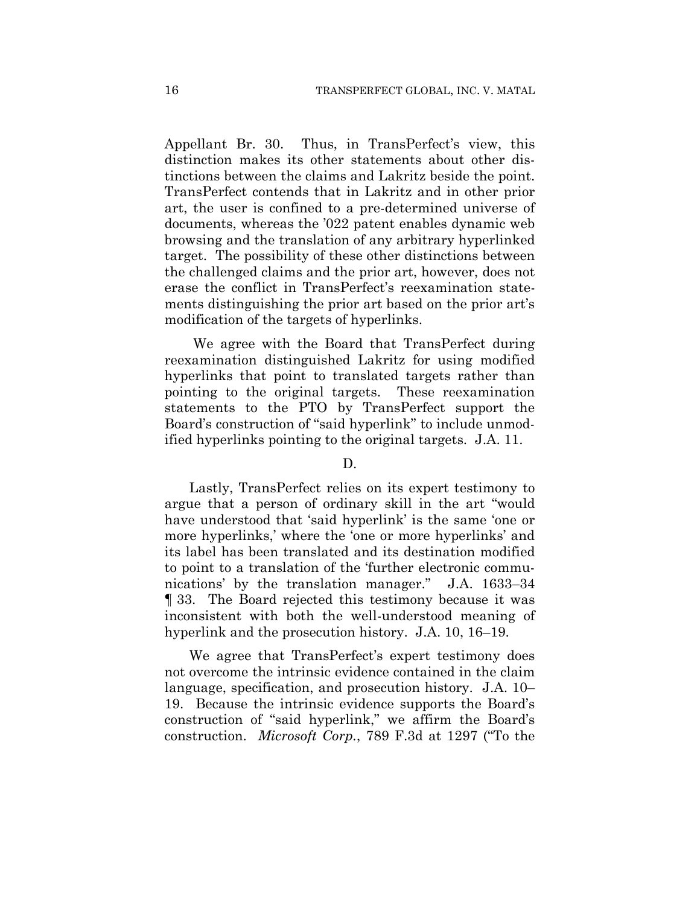Appellant Br. 30. Thus, in TransPerfect's view, this distinction makes its other statements about other distinctions between the claims and Lakritz beside the point. TransPerfect contends that in Lakritz and in other prior art, the user is confined to a pre-determined universe of documents, whereas the '022 patent enables dynamic web browsing and the translation of any arbitrary hyperlinked target. The possibility of these other distinctions between the challenged claims and the prior art, however, does not erase the conflict in TransPerfect's reexamination statements distinguishing the prior art based on the prior art's modification of the targets of hyperlinks.

We agree with the Board that TransPerfect during reexamination distinguished Lakritz for using modified hyperlinks that point to translated targets rather than pointing to the original targets. These reexamination statements to the PTO by TransPerfect support the Board's construction of "said hyperlink" to include unmodified hyperlinks pointing to the original targets. J.A. 11.

D.

Lastly, TransPerfect relies on its expert testimony to argue that a person of ordinary skill in the art "would have understood that 'said hyperlink' is the same 'one or more hyperlinks,' where the 'one or more hyperlinks' and its label has been translated and its destination modified to point to a translation of the 'further electronic communications' by the translation manager." J.A. 1633–34 ¶ 33. The Board rejected this testimony because it was inconsistent with both the well-understood meaning of hyperlink and the prosecution history. J.A. 10, 16–19.

We agree that TransPerfect's expert testimony does not overcome the intrinsic evidence contained in the claim language, specification, and prosecution history. J.A. 10–19. Because the intrinsic evidence supports the Board's construction of "said hyperlink," we affirm the Board's construction. *Microsoft Corp.*, 789 F.3d at 1297 ("To the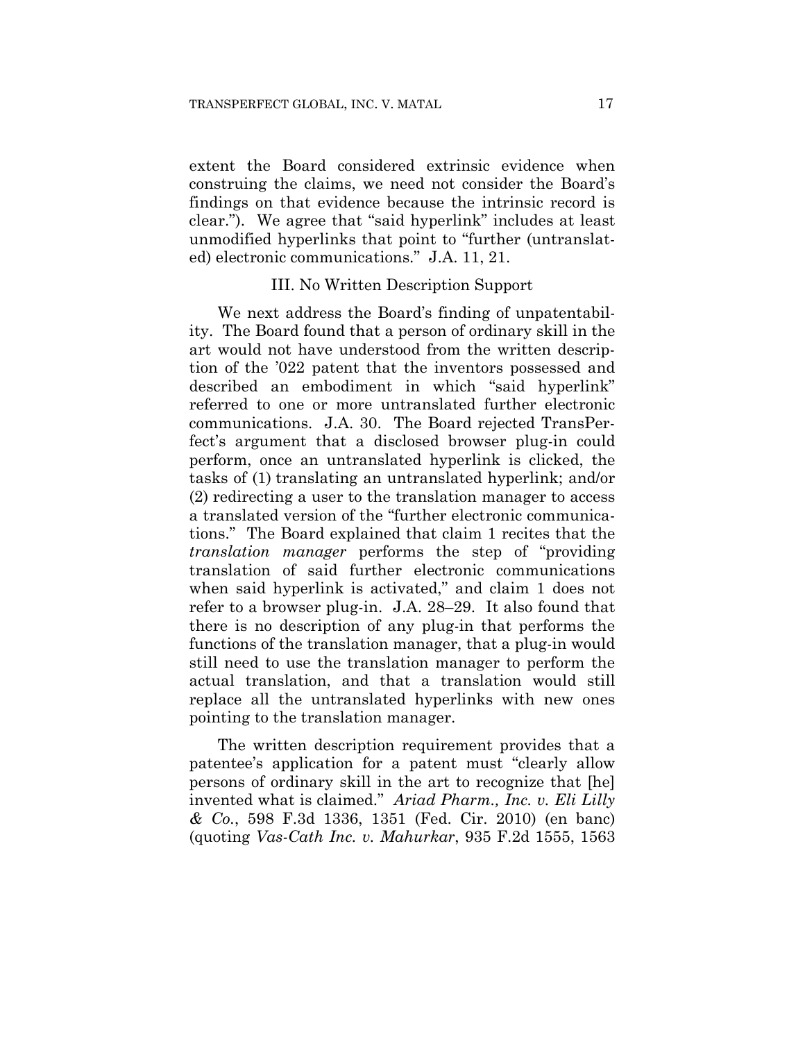extent the Board considered extrinsic evidence when construing the claims, we need not consider the Board's findings on that evidence because the intrinsic record is clear."). We agree that "said hyperlink" includes at least unmodified hyperlinks that point to "further (untranslated) electronic communications." J.A. 11, 21.

### III. No Written Description Support

We next address the Board's finding of unpatentability. The Board found that a person of ordinary skill in the art would not have understood from the written description of the '022 patent that the inventors possessed and described an embodiment in which "said hyperlink" referred to one or more untranslated further electronic communications. J.A. 30. The Board rejected TransPerfect's argument that a disclosed browser plug-in could perform, once an untranslated hyperlink is clicked, the tasks of (1) translating an untranslated hyperlink; and/or (2) redirecting a user to the translation manager to access a translated version of the "further electronic communications." The Board explained that claim 1 recites that the *translation manager* performs the step of "providing translation of said further electronic communications when said hyperlink is activated," and claim 1 does not refer to a browser plug-in. J.A. 28–29. It also found that there is no description of any plug-in that performs the functions of the translation manager, that a plug-in would still need to use the translation manager to perform the actual translation, and that a translation would still replace all the untranslated hyperlinks with new ones pointing to the translation manager.

The written description requirement provides that a patentee's application for a patent must "clearly allow persons of ordinary skill in the art to recognize that [he] invented what is claimed." *Ariad Pharm., Inc. v. Eli Lilly & Co.*, 598 F.3d 1336, 1351 (Fed. Cir. 2010) (en banc) (quoting *Vas-Cath Inc. v. Mahurkar*, 935 F.2d 1555, 1563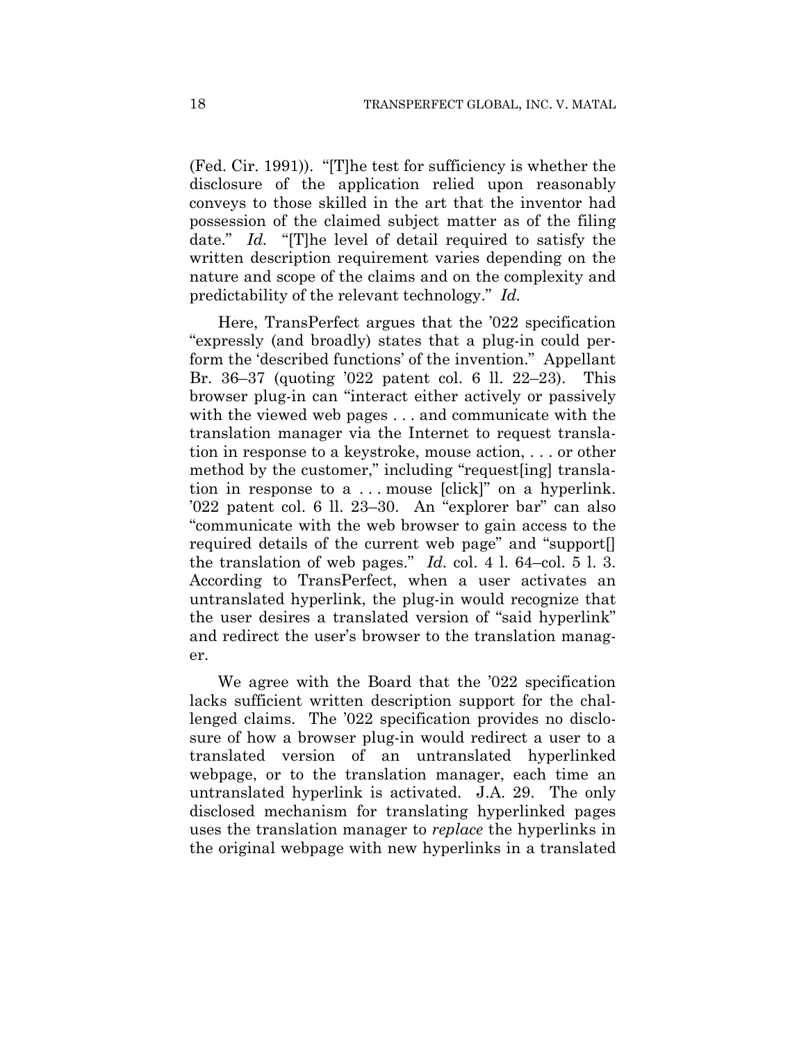(Fed. Cir. 1991)). "[T]he test for sufficiency is whether the disclosure of the application relied upon reasonably conveys to those skilled in the art that the inventor had possession of the claimed subject matter as of the filing date." *Id.* "[T]he level of detail required to satisfy the written description requirement varies depending on the nature and scope of the claims and on the complexity and predictability of the relevant technology." *Id.*

Here, TransPerfect argues that the '022 specification "expressly (and broadly) states that a plug-in could perform the 'described functions' of the invention." Appellant Br. 36–37 (quoting '022 patent col. 6 ll. 22–23). This browser plug-in can "interact either actively or passively with the viewed web pages . . . and communicate with the translation manager via the Internet to request translation in response to a keystroke, mouse action, . . . or other method by the customer," including "request[ing] translation in response to a . . . mouse [click]" on a hyperlink. '022 patent col. 6 ll. 23–30. An "explorer bar" can also "communicate with the web browser to gain access to the required details of the current web page" and "support[] the translation of web pages." *Id.* col. 4 l. 64–col. 5 l. 3. According to TransPerfect, when a user activates an untranslated hyperlink, the plug-in would recognize that the user desires a translated version of "said hyperlink" and redirect the user's browser to the translation manager.

We agree with the Board that the '022 specification lacks sufficient written description support for the challenged claims. The '022 specification provides no disclosure of how a browser plug-in would redirect a user to a translated version of an untranslated hyperlinked webpage, or to the translation manager, each time an untranslated hyperlink is activated. J.A. 29. The only disclosed mechanism for translating hyperlinked pages uses the translation manager to *replace* the hyperlinks in the original webpage with new hyperlinks in a translated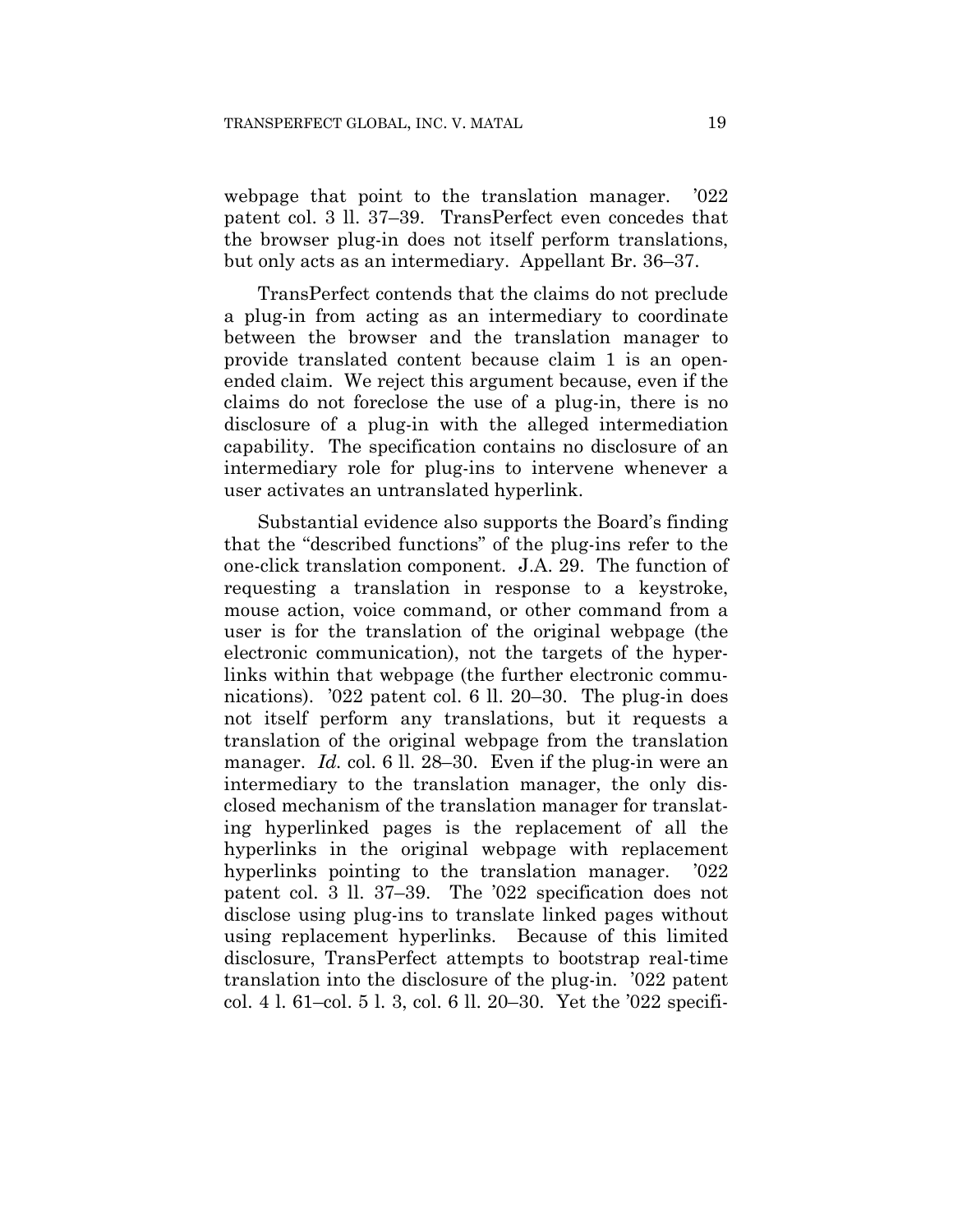webpage that point to the translation manager. ’022 patent col. 3 ll. 37–39. TransPerfect even concedes that the browser plug-in does not itself perform translations, but only acts as an intermediary. Appellant Br. 36–37.

TransPerfect contends that the claims do not preclude a plug-in from acting as an intermediary to coordinate between the browser and the translation manager to provide translated content because claim 1 is an open-ended claim. We reject this argument because, even if the claims do not foreclose the use of a plug-in, there is no disclosure of a plug-in with the alleged intermediation capability. The specification contains no disclosure of an intermediary role for plug-ins to intervene whenever a user activates an untranslated hyperlink.

Substantial evidence also supports the Board’s finding that the “described functions” of the plug-ins refer to the one-click translation component. J.A. 29. The function of requesting a translation in response to a keystroke, mouse action, voice command, or other command from a user is for the translation of the original webpage (the electronic communication), not the targets of the hyperlinks within that webpage (the further electronic communications). ’022 patent col. 6 ll. 20–30. The plug-in does not itself perform any translations, but it requests a translation of the original webpage from the translation manager. *Id.* col. 6 ll. 28–30. Even if the plug-in were an intermediary to the translation manager, the only disclosed mechanism of the translation manager for translating hyperlinked pages is the replacement of all the hyperlinks in the original webpage with replacement hyperlinks pointing to the translation manager. ’022 patent col. 3 ll. 37–39. The ’022 specification does not disclose using plug-ins to translate linked pages without using replacement hyperlinks. Because of this limited disclosure, TransPerfect attempts to bootstrap real-time translation into the disclosure of the plug-in. ’022 patent col. 4 l. 61–col. 5 l. 3, col. 6 ll. 20–30. Yet the ’022 specifi-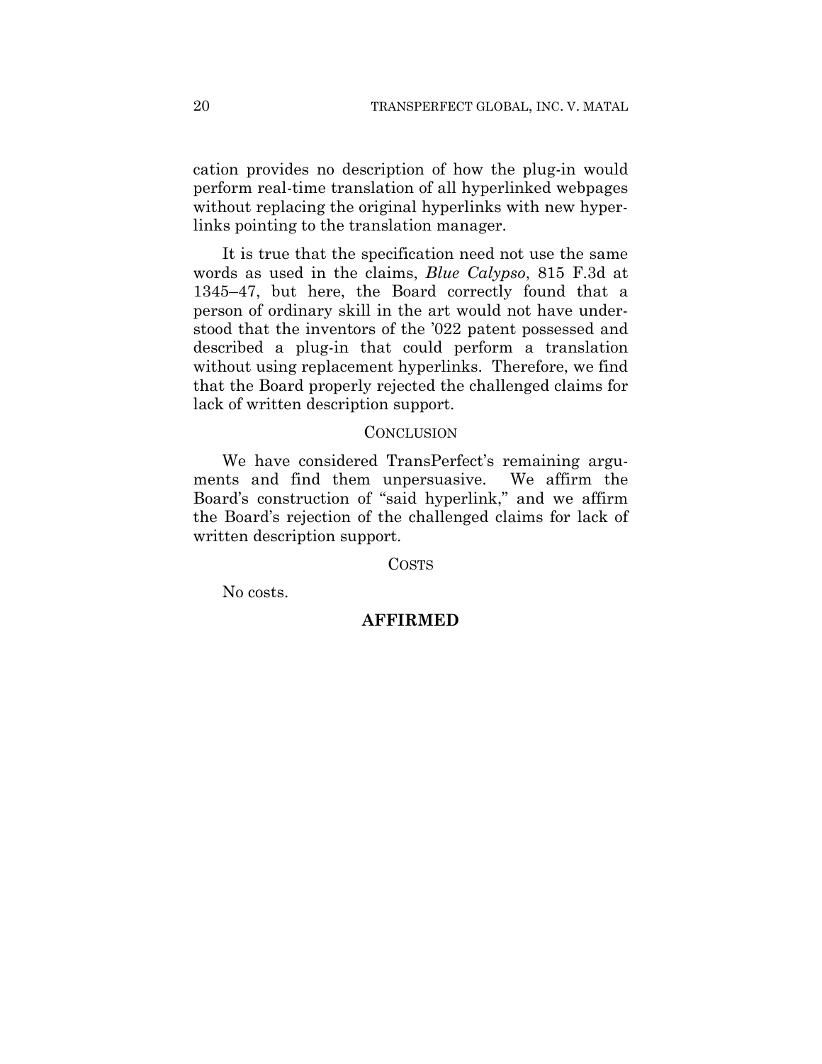cation provides no description of how the plug-in would perform real-time translation of all hyperlinked webpages without replacing the original hyperlinks with new hyperlinks pointing to the translation manager.

It is true that the specification need not use the same words as used in the claims, *Blue Calypso*, 815 F.3d at 1345–47, but here, the Board correctly found that a person of ordinary skill in the art would not have understood that the inventors of the '022 patent possessed and described a plug-in that could perform a translation without using replacement hyperlinks. Therefore, we find that the Board properly rejected the challenged claims for lack of written description support.

## CONCLUSION

We have considered TransPerfect's remaining arguments and find them unpersuasive. We affirm the Board's construction of "said hyperlink," and we affirm the Board's rejection of the challenged claims for lack of written description support.

## COSTS

No costs.

**AFFIRMED**